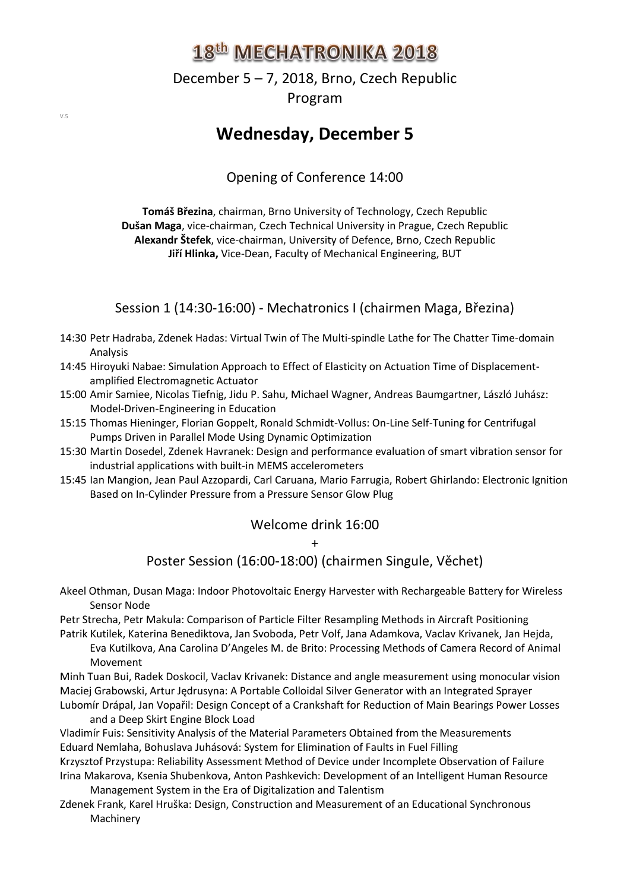# 18th MECHATRONIKA 2018

December 5 – 7, 2018, Brno, Czech Republic

Program

V.5

## Wednesday, December 5

### Opening of Conference 14:00

**Tomáš Březina**, chairman, Brno University of Technology, Czech Republic
**Dušan Maga**, vice-chairman, Czech Technical University in Prague, Czech Republic
**Alexandr Štefek**, vice-chairman, University of Defence, Brno, Czech Republic
**Jiří Hlinka,** Vice-Dean, Faculty of Mechanical Engineering, BUT

### Session 1 (14:30-16:00) - Mechatronics I (chairmen Maga, Březina)

14:30 Petr Hadraba, Zdenek Hadas: Virtual Twin of The Multi-spindle Lathe for The Chatter Time-domain Analysis

14:45 Hiroyuki Nabae: Simulation Approach to Effect of Elasticity on Actuation Time of Displacement-amplified Electromagnetic Actuator

15:00 Amir Samiee, Nicolas Tiefnig, Jidu P. Sahu, Michael Wagner, Andreas Baumgartner, László Juhász: Model-Driven-Engineering in Education

15:15 Thomas Hieninger, Florian Goppelt, Ronald Schmidt-Vollus: On-Line Self-Tuning for Centrifugal Pumps Driven in Parallel Mode Using Dynamic Optimization

15:30 Martin Dosedel, Zdenek Havranek: Design and performance evaluation of smart vibration sensor for industrial applications with built-in MEMS accelerometers

15:45 Ian Mangion, Jean Paul Azzopardi, Carl Caruana, Mario Farrugia, Robert Ghirlando: Electronic Ignition Based on In-Cylinder Pressure from a Pressure Sensor Glow Plug

### Welcome drink 16:00

+

### Poster Session (16:00-18:00) (chairmen Singule, Věchet)

Akeel Othman, Dusan Maga: Indoor Photovoltaic Energy Harvester with Rechargeable Battery for Wireless Sensor Node

Petr Strecha, Petr Makula: Comparison of Particle Filter Resampling Methods in Aircraft Positioning

Patrik Kutilek, Katerina Benediktova, Jan Svoboda, Petr Volf, Jana Adamkova, Vaclav Krivanek, Jan Hejda, Eva Kutilkova, Ana Carolina D'Angeles M. de Brito: Processing Methods of Camera Record of Animal Movement

Minh Tuan Bui, Radek Doskocil, Vaclav Krivanek: Distance and angle measurement using monocular vision

Maciej Grabowski, Artur Jędrusyna: A Portable Colloidal Silver Generator with an Integrated Sprayer

Lubomír Drápal, Jan Vopařil: Design Concept of a Crankshaft for Reduction of Main Bearings Power Losses and a Deep Skirt Engine Block Load

Vladimír Fuis: Sensitivity Analysis of the Material Parameters Obtained from the Measurements

Eduard Nemlaha, Bohuslava Juhásová: System for Elimination of Faults in Fuel Filling

Krzysztof Przystupa: Reliability Assessment Method of Device under Incomplete Observation of Failure

Irina Makarova, Ksenia Shubenkova, Anton Pashkevich: Development of an Intelligent Human Resource Management System in the Era of Digitalization and Talentism

Zdenek Frank, Karel Hruška: Design, Construction and Measurement of an Educational Synchronous Machinery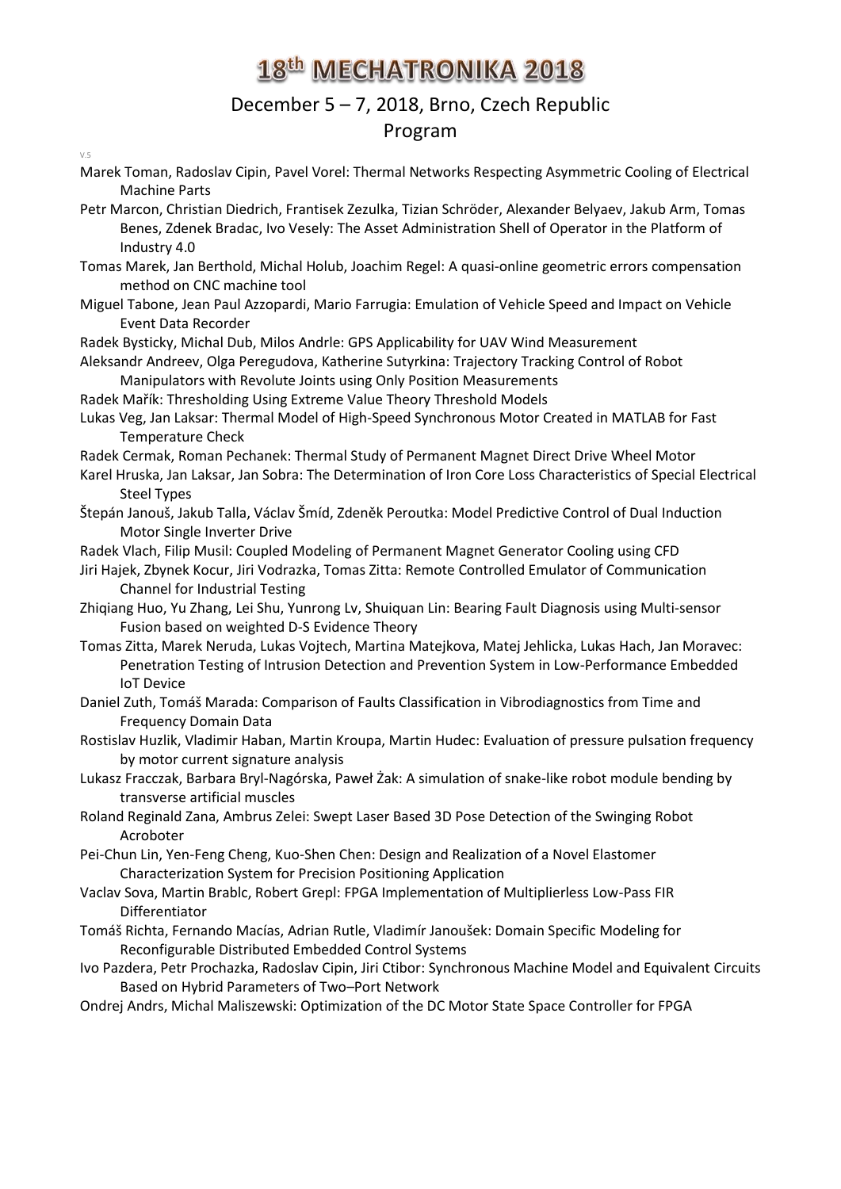Marek Toman, Radoslav Cipin, Pavel Vorel: Thermal Networks Respecting Asymmetric Cooling of Electrical Machine Parts

Petr Marcon, Christian Diedrich, Frantisek Zezulka, Tizian Schröder, Alexander Belyaev, Jakub Arm, Tomas Benes, Zdenek Bradac, Ivo Vesely: The Asset Administration Shell of Operator in the Platform of Industry 4.0

Tomas Marek, Jan Berthold, Michal Holub, Joachim Regel: A quasi-online geometric errors compensation method on CNC machine tool

Miguel Tabone, Jean Paul Azzopardi, Mario Farrugia: Emulation of Vehicle Speed and Impact on Vehicle Event Data Recorder

Radek Bysticky, Michal Dub, Milos Andrle: GPS Applicability for UAV Wind Measurement

Aleksandr Andreev, Olga Peregudova, Katherine Sutyrkina: Trajectory Tracking Control of Robot Manipulators with Revolute Joints using Only Position Measurements

Radek Mařík: Thresholding Using Extreme Value Theory Threshold Models

Lukas Veg, Jan Laksar: Thermal Model of High-Speed Synchronous Motor Created in MATLAB for Fast Temperature Check

Radek Cermak, Roman Pechanek: Thermal Study of Permanent Magnet Direct Drive Wheel Motor

Karel Hruska, Jan Laksar, Jan Sobra: The Determination of Iron Core Loss Characteristics of Special Electrical Steel Types

Štepán Janouš, Jakub Talla, Václav Šmíd, Zdeněk Peroutka: Model Predictive Control of Dual Induction Motor Single Inverter Drive

Radek Vlach, Filip Musil: Coupled Modeling of Permanent Magnet Generator Cooling using CFD

Jiri Hajek, Zbynek Kocur, Jiri Vodrazka, Tomas Zitta: Remote Controlled Emulator of Communication Channel for Industrial Testing

Zhiqiang Huo, Yu Zhang, Lei Shu, Yunrong Lv, Shuiquan Lin: Bearing Fault Diagnosis using Multi-sensor Fusion based on weighted D-S Evidence Theory

Tomas Zitta, Marek Neruda, Lukas Vojtech, Martina Matejkova, Matej Jehlicka, Lukas Hach, Jan Moravec: Penetration Testing of Intrusion Detection and Prevention System in Low-Performance Embedded IoT Device

Daniel Zuth, Tomáš Marada: Comparison of Faults Classification in Vibrodiagnostics from Time and Frequency Domain Data

Rostislav Huzlik, Vladimir Haban, Martin Kroupa, Martin Hudec: Evaluation of pressure pulsation frequency by motor current signature analysis

Lukasz Fracczak, Barbara Bryl-Nagórska, Paweł Żak: A simulation of snake-like robot module bending by transverse artificial muscles

Roland Reginald Zana, Ambrus Zelei: Swept Laser Based 3D Pose Detection of the Swinging Robot Acroboter

Pei-Chun Lin, Yen-Feng Cheng, Kuo-Shen Chen: Design and Realization of a Novel Elastomer Characterization System for Precision Positioning Application

Vaclav Sova, Martin Brablc, Robert Grepl: FPGA Implementation of Multiplierless Low-Pass FIR Differentiator

Tomáš Richta, Fernando Macías, Adrian Rutle, Vladimír Janoušek: Domain Specific Modeling for Reconfigurable Distributed Embedded Control Systems

Ivo Pazdera, Petr Prochazka, Radoslav Cipin, Jiri Ctibor: Synchronous Machine Model and Equivalent Circuits Based on Hybrid Parameters of Two–Port Network

Ondrej Andrs, Michal Maliszewski: Optimization of the DC Motor State Space Controller for FPGA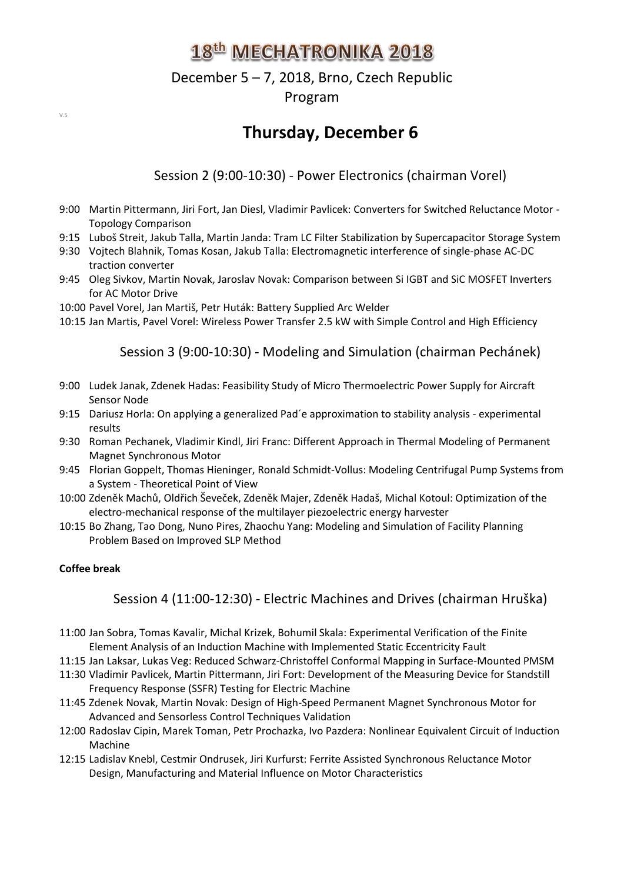# 18th MECHATRONIKA 2018

December 5 – 7, 2018, Brno, Czech Republic

Program

V.5

## Thursday, December 6

### Session 2 (9:00-10:30) - Power Electronics (chairman Vorel)

- 9:00 Martin Pittermann, Jiri Fort, Jan Diesl, Vladimir Pavlicek: Converters for Switched Reluctance Motor - Topology Comparison
- 9:15 Luboš Streit, Jakub Talla, Martin Janda: Tram LC Filter Stabilization by Supercapacitor Storage System
- 9:30 Vojtech Blahnik, Tomas Kosan, Jakub Talla: Electromagnetic interference of single-phase AC-DC traction converter
- 9:45 Oleg Sivkov, Martin Novak, Jaroslav Novak: Comparison between Si IGBT and SiC MOSFET Inverters for AC Motor Drive
- 10:00 Pavel Vorel, Jan Martiš, Petr Huták: Battery Supplied Arc Welder
- 10:15 Jan Martis, Pavel Vorel: Wireless Power Transfer 2.5 kW with Simple Control and High Efficiency

### Session 3 (9:00-10:30) - Modeling and Simulation (chairman Pechánek)

- 9:00 Ludek Janak, Zdenek Hadas: Feasibility Study of Micro Thermoelectric Power Supply for Aircraft Sensor Node
- 9:15 Dariusz Horla: On applying a generalized Pad´e approximation to stability analysis - experimental results
- 9:30 Roman Pechanek, Vladimir Kindl, Jiri Franc: Different Approach in Thermal Modeling of Permanent Magnet Synchronous Motor
- 9:45 Florian Goppelt, Thomas Hieninger, Ronald Schmidt-Vollus: Modeling Centrifugal Pump Systems from a System - Theoretical Point of View
- 10:00 Zdeněk Machů, Oldřich Ševeček, Zdeněk Majer, Zdeněk Hadaš, Michal Kotoul: Optimization of the electro-mechanical response of the multilayer piezoelectric energy harvester
- 10:15 Bo Zhang, Tao Dong, Nuno Pires, Zhaochu Yang: Modeling and Simulation of Facility Planning Problem Based on Improved SLP Method

**Coffee break**

### Session 4 (11:00-12:30) - Electric Machines and Drives (chairman Hruška)

- 11:00 Jan Sobra, Tomas Kavalir, Michal Krizek, Bohumil Skala: Experimental Verification of the Finite Element Analysis of an Induction Machine with Implemented Static Eccentricity Fault
- 11:15 Jan Laksar, Lukas Veg: Reduced Schwarz-Christoffel Conformal Mapping in Surface-Mounted PMSM
- 11:30 Vladimir Pavlicek, Martin Pittermann, Jiri Fort: Development of the Measuring Device for Standstill Frequency Response (SSFR) Testing for Electric Machine
- 11:45 Zdenek Novak, Martin Novak: Design of High-Speed Permanent Magnet Synchronous Motor for Advanced and Sensorless Control Techniques Validation
- 12:00 Radoslav Cipin, Marek Toman, Petr Prochazka, Ivo Pazdera: Nonlinear Equivalent Circuit of Induction Machine
- 12:15 Ladislav Knebl, Cestmir Ondrusek, Jiri Kurfurst: Ferrite Assisted Synchronous Reluctance Motor Design, Manufacturing and Material Influence on Motor Characteristics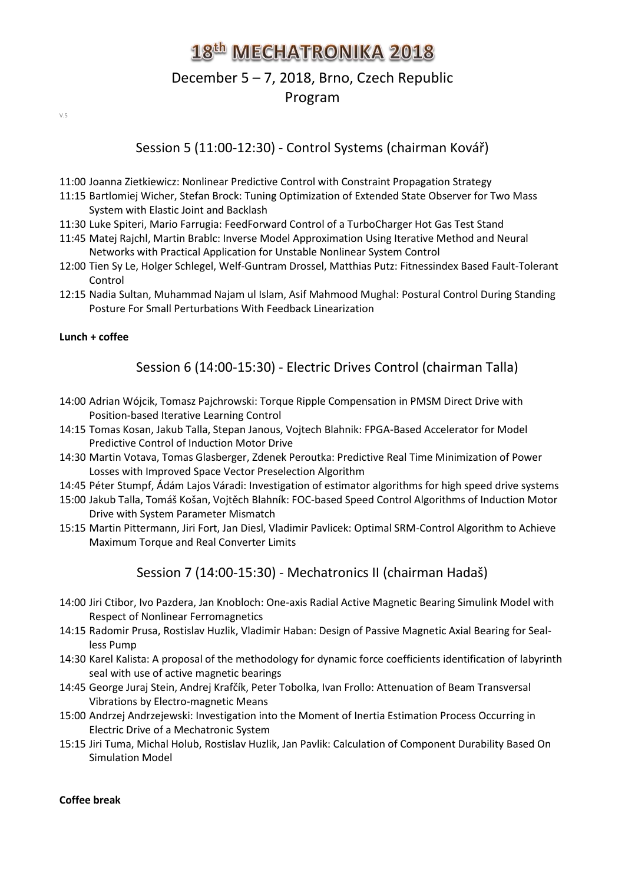# 18th MECHATRONIKA 2018

December 5 – 7, 2018, Brno, Czech Republic

Program

V.5

## Session 5 (11:00-12:30) - Control Systems (chairman Kovář)

- 11:00 Joanna Zietkiewicz: Nonlinear Predictive Control with Constraint Propagation Strategy
- 11:15 Bartlomiej Wicher, Stefan Brock: Tuning Optimization of Extended State Observer for Two Mass System with Elastic Joint and Backlash
- 11:30 Luke Spiteri, Mario Farrugia: FeedForward Control of a TurboCharger Hot Gas Test Stand
- 11:45 Matej Rajchl, Martin Brablc: Inverse Model Approximation Using Iterative Method and Neural Networks with Practical Application for Unstable Nonlinear System Control
- 12:00 Tien Sy Le, Holger Schlegel, Welf-Guntram Drossel, Matthias Putz: Fitnessindex Based Fault-Tolerant Control
- 12:15 Nadia Sultan, Muhammad Najam ul Islam, Asif Mahmood Mughal: Postural Control During Standing Posture For Small Perturbations With Feedback Linearization

**Lunch + coffee**

## Session 6 (14:00-15:30) - Electric Drives Control (chairman Talla)

- 14:00 Adrian Wójcik, Tomasz Pajchrowski: Torque Ripple Compensation in PMSM Direct Drive with Position-based Iterative Learning Control
- 14:15 Tomas Kosan, Jakub Talla, Stepan Janous, Vojtech Blahnik: FPGA-Based Accelerator for Model Predictive Control of Induction Motor Drive
- 14:30 Martin Votava, Tomas Glasberger, Zdenek Peroutka: Predictive Real Time Minimization of Power Losses with Improved Space Vector Preselection Algorithm
- 14:45 Péter Stumpf, Ádám Lajos Váradi: Investigation of estimator algorithms for high speed drive systems
- 15:00 Jakub Talla, Tomáš Košan, Vojtěch Blahník: FOC-based Speed Control Algorithms of Induction Motor Drive with System Parameter Mismatch
- 15:15 Martin Pittermann, Jiri Fort, Jan Diesl, Vladimir Pavlicek: Optimal SRM-Control Algorithm to Achieve Maximum Torque and Real Converter Limits

## Session 7 (14:00-15:30) - Mechatronics II (chairman Hadaš)

- 14:00 Jiri Ctibor, Ivo Pazdera, Jan Knobloch: One-axis Radial Active Magnetic Bearing Simulink Model with Respect of Nonlinear Ferromagnetics
- 14:15 Radomir Prusa, Rostislav Huzlik, Vladimir Haban: Design of Passive Magnetic Axial Bearing for Seal-less Pump
- 14:30 Karel Kalista: A proposal of the methodology for dynamic force coefficients identification of labyrinth seal with use of active magnetic bearings
- 14:45 George Juraj Stein, Andrej Krafčík, Peter Tobolka, Ivan Frollo: Attenuation of Beam Transversal Vibrations by Electro-magnetic Means
- 15:00 Andrzej Andrzejewski: Investigation into the Moment of Inertia Estimation Process Occurring in Electric Drive of a Mechatronic System
- 15:15 Jiri Tuma, Michal Holub, Rostislav Huzlik, Jan Pavlik: Calculation of Component Durability Based On Simulation Model

**Coffee break**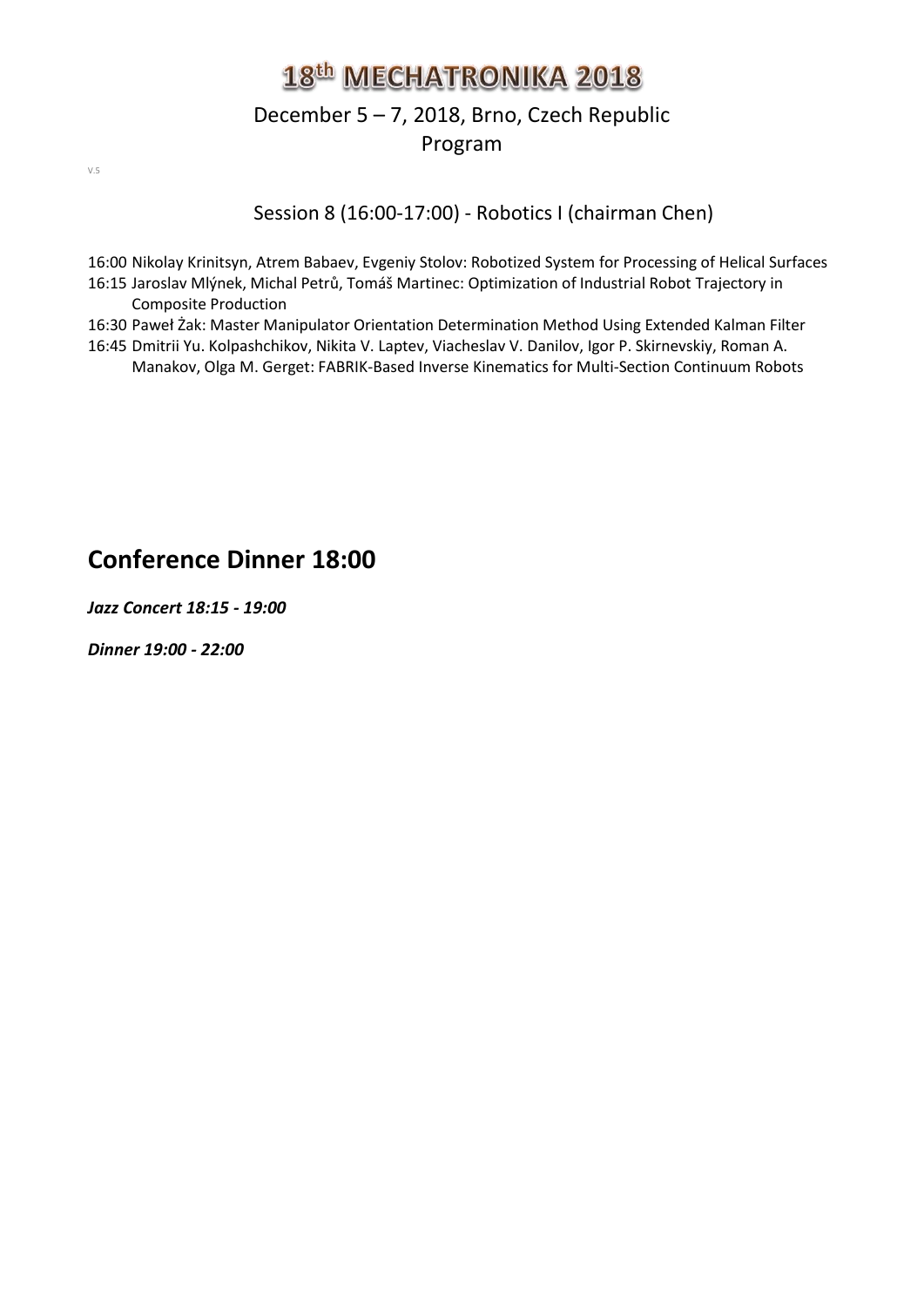# 18th MECHATRONIKA 2018

December 5 – 7, 2018, Brno, Czech Republic
Program

V.5

## Session 8 (16:00-17:00) - Robotics I (chairman Chen)

16:00 Nikolay Krinitsyn, Atrem Babaev, Evgeniy Stolov: Robotized System for Processing of Helical Surfaces
16:15 Jaroslav Mlýnek, Michal Petrů, Tomáš Martinec: Optimization of Industrial Robot Trajectory in Composite Production
16:30 Paweł Żak: Master Manipulator Orientation Determination Method Using Extended Kalman Filter
16:45 Dmitrii Yu. Kolpashchikov, Nikita V. Laptev, Viacheslav V. Danilov, Igor P. Skirnevskiy, Roman A. Manakov, Olga M. Gerget: FABRIK-Based Inverse Kinematics for Multi-Section Continuum Robots

# Conference Dinner 18:00

***Jazz Concert 18:15 - 19:00***

***Dinner 19:00 - 22:00***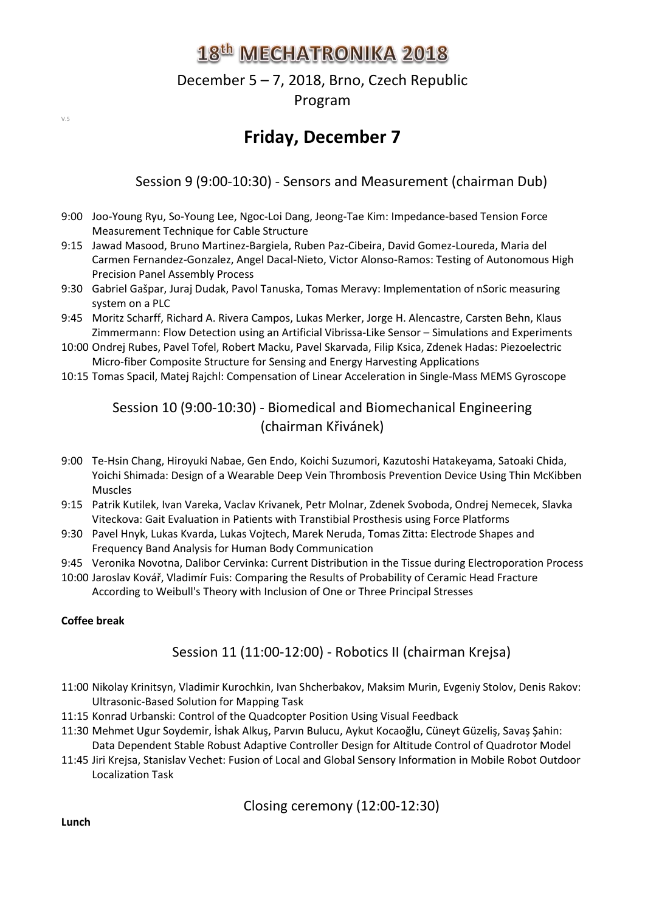# 18th MECHATRONIKA 2018

December 5 – 7, 2018, Brno, Czech Republic

Program

V.5

## Friday, December 7

### Session 9 (9:00-10:30) - Sensors and Measurement (chairman Dub)

9:00 Joo-Young Ryu, So-Young Lee, Ngoc-Loi Dang, Jeong-Tae Kim: Impedance-based Tension Force Measurement Technique for Cable Structure

9:15 Jawad Masood, Bruno Martinez-Bargiela, Ruben Paz-Cibeira, David Gomez-Loureda, Maria del Carmen Fernandez-Gonzalez, Angel Dacal-Nieto, Victor Alonso-Ramos: Testing of Autonomous High Precision Panel Assembly Process

9:30 Gabriel Gašpar, Juraj Dudak, Pavol Tanuska, Tomas Meravy: Implementation of nSoric measuring system on a PLC

9:45 Moritz Scharff, Richard A. Rivera Campos, Lukas Merker, Jorge H. Alencastre, Carsten Behn, Klaus Zimmermann: Flow Detection using an Artificial Vibrissa-Like Sensor – Simulations and Experiments

10:00 Ondrej Rubes, Pavel Tofel, Robert Macku, Pavel Skarvada, Filip Ksica, Zdenek Hadas: Piezoelectric Micro-fiber Composite Structure for Sensing and Energy Harvesting Applications

10:15 Tomas Spacil, Matej Rajchl: Compensation of Linear Acceleration in Single-Mass MEMS Gyroscope

### Session 10 (9:00-10:30) - Biomedical and Biomechanical Engineering (chairman Křivánek)

9:00 Te-Hsin Chang, Hiroyuki Nabae, Gen Endo, Koichi Suzumori, Kazutoshi Hatakeyama, Satoaki Chida, Yoichi Shimada: Design of a Wearable Deep Vein Thrombosis Prevention Device Using Thin McKibben Muscles

9:15 Patrik Kutilek, Ivan Vareka, Vaclav Krivanek, Petr Molnar, Zdenek Svoboda, Ondrej Nemecek, Slavka Viteckova: Gait Evaluation in Patients with Transtibial Prosthesis using Force Platforms

9:30 Pavel Hnyk, Lukas Kvarda, Lukas Vojtech, Marek Neruda, Tomas Zitta: Electrode Shapes and Frequency Band Analysis for Human Body Communication

9:45 Veronika Novotna, Dalibor Cervinka: Current Distribution in the Tissue during Electroporation Process

10:00 Jaroslav Kovář, Vladimír Fuis: Comparing the Results of Probability of Ceramic Head Fracture According to Weibull's Theory with Inclusion of One or Three Principal Stresses

**Coffee break**

### Session 11 (11:00-12:00) - Robotics II (chairman Krejsa)

11:00 Nikolay Krinitsyn, Vladimir Kurochkin, Ivan Shcherbakov, Maksim Murin, Evgeniy Stolov, Denis Rakov: Ultrasonic-Based Solution for Mapping Task

11:15 Konrad Urbanski: Control of the Quadcopter Position Using Visual Feedback

11:30 Mehmet Ugur Soydemir, İshak Alkuş, Parvın Bulucu, Aykut Kocaoğlu, Cüneyt Güzeliş, Savaş Şahin: Data Dependent Stable Robust Adaptive Controller Design for Altitude Control of Quadrotor Model

11:45 Jiri Krejsa, Stanislav Vechet: Fusion of Local and Global Sensory Information in Mobile Robot Outdoor Localization Task

### Closing ceremony (12:00-12:30)

**Lunch**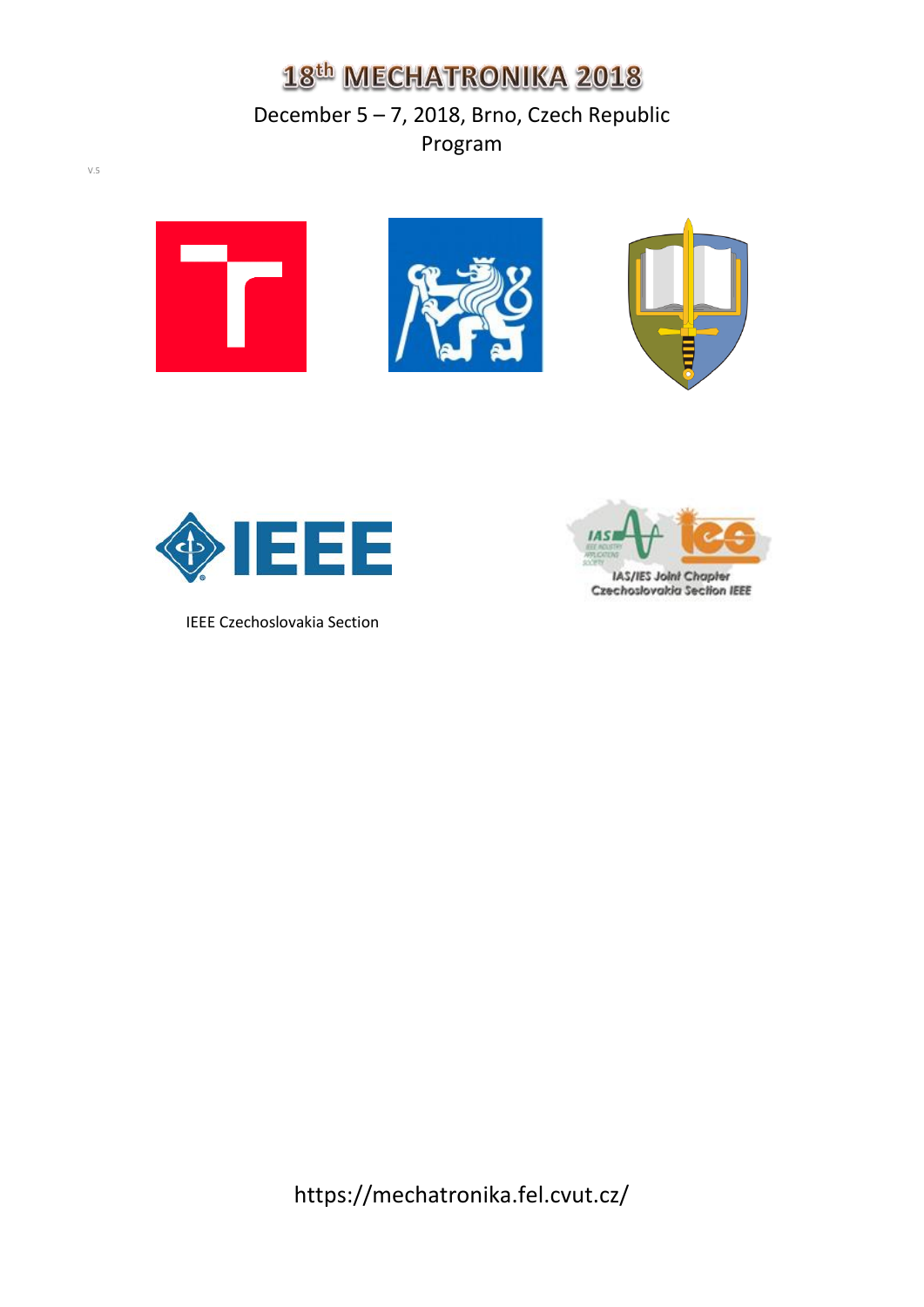# 18th MECHATRONIKA 2018

December 5 – 7, 2018, Brno, Czech Republic

Program

V.5

IEEE Czechoslovakia Section

IAS/IES Joint Chapter Czechoslovakia Section IEEE

https://mechatronika.fel.cvut.cz/